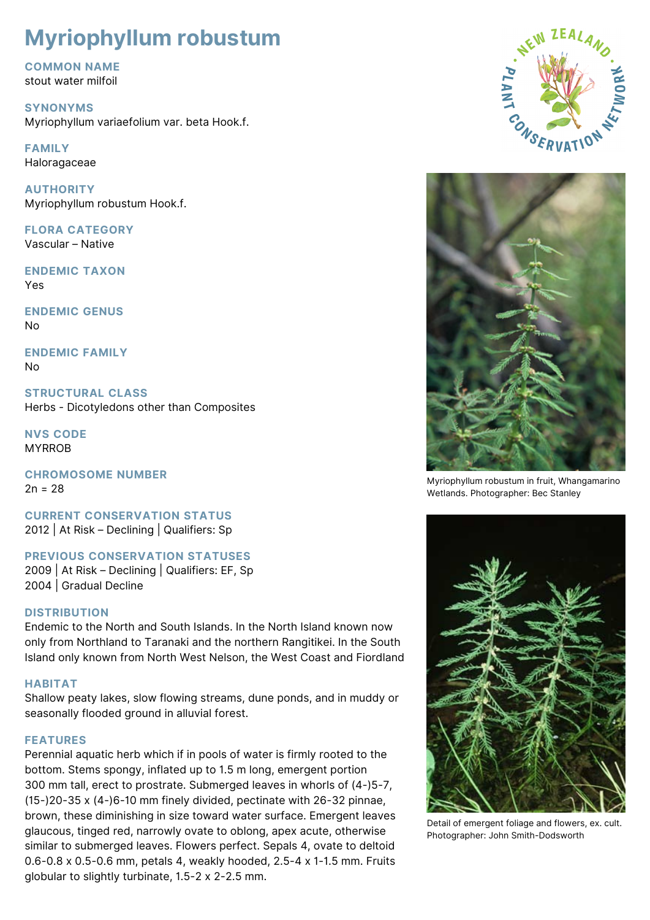# Myriophyllum robustum

## COMMON NAME
stout water milfoil

## SYNONYMS
Myriophyllum variaefolium var. beta Hook.f.

## FAMILY
Haloragaceae

## AUTHORITY
Myriophyllum robustum Hook.f.

## FLORA CATEGORY
Vascular – Native

## ENDEMIC TAXON
Yes

## ENDEMIC GENUS
No

## ENDEMIC FAMILY
No

## STRUCTURAL CLASS
Herbs - Dicotyledons other than Composites

## NVS CODE
MYRROB

## CHROMOSOME NUMBER
2n = 28

## CURRENT CONSERVATION STATUS
2012 | At Risk – Declining | Qualifiers: Sp

## PREVIOUS CONSERVATION STATUSES
2009 | At Risk – Declining | Qualifiers: EF, Sp
2004 | Gradual Decline

## DISTRIBUTION
Endemic to the North and South Islands. In the North Island known now only from Northland to Taranaki and the northern Rangitikei. In the South Island only known from North West Nelson, the West Coast and Fiordland

## HABITAT
Shallow peaty lakes, slow flowing streams, dune ponds, and in muddy or seasonally flooded ground in alluvial forest.

## FEATURES
Perennial aquatic herb which if in pools of water is firmly rooted to the bottom. Stems spongy, inflated up to 1.5 m long, emergent portion 300 mm tall, erect to prostrate. Submerged leaves in whorls of (4-)5-7, (15-)20-35 x (4-)6-10 mm finely divided, pectinate with 26-32 pinnae, brown, these diminishing in size toward water surface. Emergent leaves glaucous, tinged red, narrowly ovate to oblong, apex acute, otherwise similar to submerged leaves. Flowers perfect. Sepals 4, ovate to deltoid 0.6-0.8 x 0.5-0.6 mm, petals 4, weakly hooded, 2.5-4 x 1-1.5 mm. Fruits globular to slightly turbinate, 1.5-2 x 2-2.5 mm.

Myriophyllum robustum in fruit, Whangamarino Wetlands. Photographer: Bec Stanley

Detail of emergent foliage and flowers, ex. cult. Photographer: John Smith-Dodsworth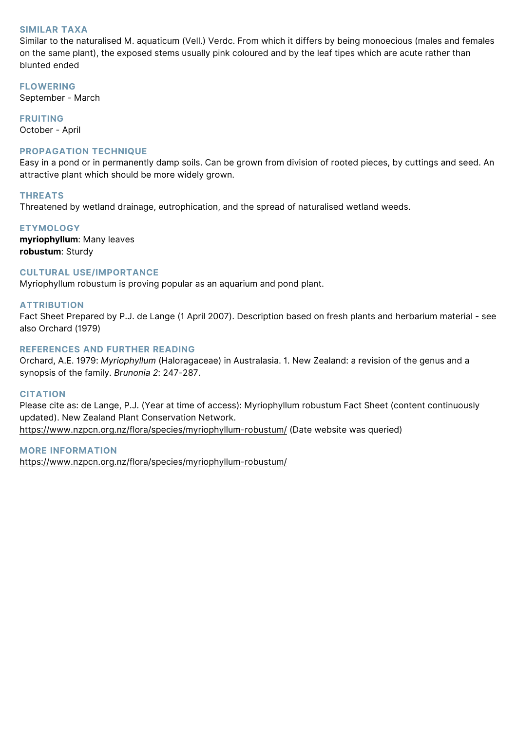## SIMILAR TAXA

Similar to the naturalised M. aquaticum (Vell.) Verdc. From which it differs by being monoecious (males and females on the same plant), the exposed stems usually pink coloured and by the leaf tipes which are acute rather than blunted ended

## FLOWERING

September - March

## FRUITING

October - April

## PROPAGATION TECHNIQUE

Easy in a pond or in permanently damp soils. Can be grown from division of rooted pieces, by cuttings and seed. An attractive plant which should be more widely grown.

## THREATS

Threatened by wetland drainage, eutrophication, and the spread of naturalised wetland weeds.

## ETYMOLOGY

**myriophyllum**: Many leaves
**robustum**: Sturdy

## CULTURAL USE/IMPORTANCE

Myriophyllum robustum is proving popular as an aquarium and pond plant.

## ATTRIBUTION

Fact Sheet Prepared by P.J. de Lange (1 April 2007). Description based on fresh plants and herbarium material - see also Orchard (1979)

## REFERENCES AND FURTHER READING

Orchard, A.E. 1979: *Myriophyllum* (Haloragaceae) in Australasia. 1. New Zealand: a revision of the genus and a synopsis of the family. *Brunonia 2*: 247-287.

## CITATION

Please cite as: de Lange, P.J. (Year at time of access): Myriophyllum robustum Fact Sheet (content continuously updated). New Zealand Plant Conservation Network.
https://www.nzpcn.org.nz/flora/species/myriophyllum-robustum/ (Date website was queried)

## MORE INFORMATION

https://www.nzpcn.org.nz/flora/species/myriophyllum-robustum/